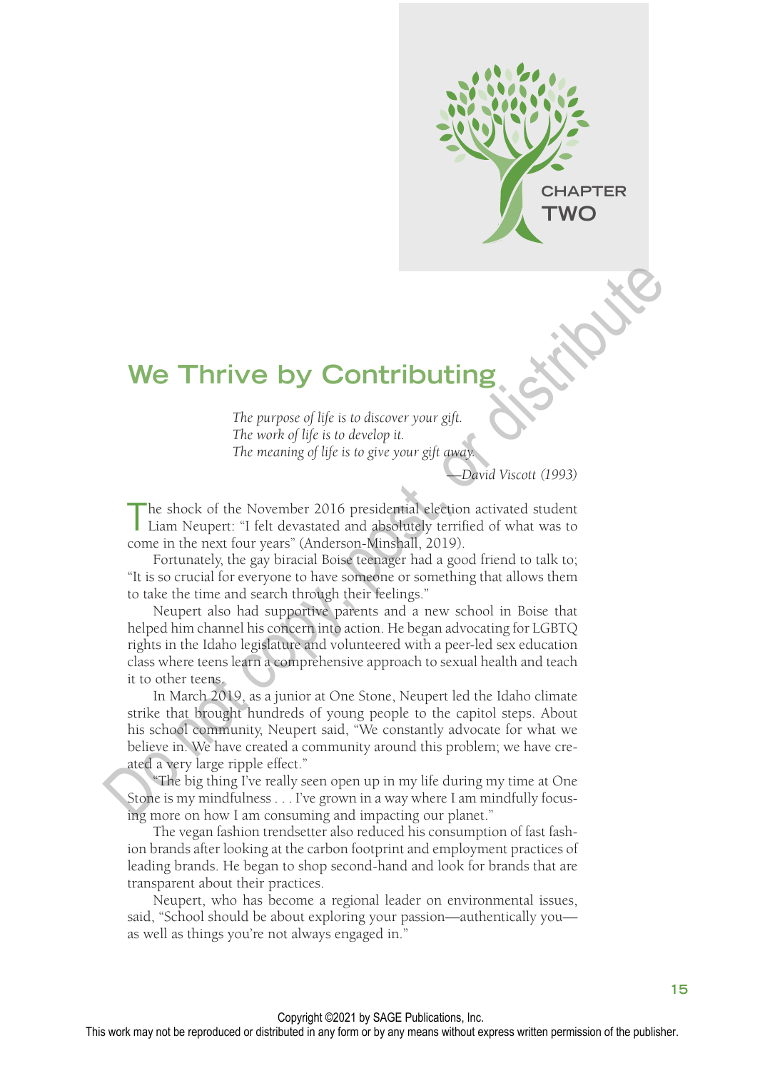CHAPTER TWO

# We Thrive by Contributing

*The purpose of life is to discover your gift.*
*The work of life is to develop it.*
*The meaning of life is to give your gift away.*

—*David Viscott (1993)*

The shock of the November 2016 presidential election activated student Liam Neupert: "I felt devastated and absolutely terrified of what was to come in the next four years" (Anderson-Minshall, 2019).

Fortunately, the gay biracial Boise teenager had a good friend to talk to; "It is so crucial for everyone to have someone or something that allows them to take the time and search through their feelings."

Neupert also had supportive parents and a new school in Boise that helped him channel his concern into action. He began advocating for LGBTQ rights in the Idaho legislature and volunteered with a peer-led sex education class where teens learn a comprehensive approach to sexual health and teach it to other teens.

In March 2019, as a junior at One Stone, Neupert led the Idaho climate strike that brought hundreds of young people to the capitol steps. About his school community, Neupert said, "We constantly advocate for what we believe in. We have created a community around this problem; we have created a very large ripple effect."

"The big thing I've really seen open up in my life during my time at One Stone is my mindfulness . . . I've grown in a way where I am mindfully focusing more on how I am consuming and impacting our planet."

The vegan fashion trendsetter also reduced his consumption of fast fashion brands after looking at the carbon footprint and employment practices of leading brands. He began to shop second-hand and look for brands that are transparent about their practices.

Neupert, who has become a regional leader on environmental issues, said, "School should be about exploring your passion—authentically you—as well as things you're not always engaged in."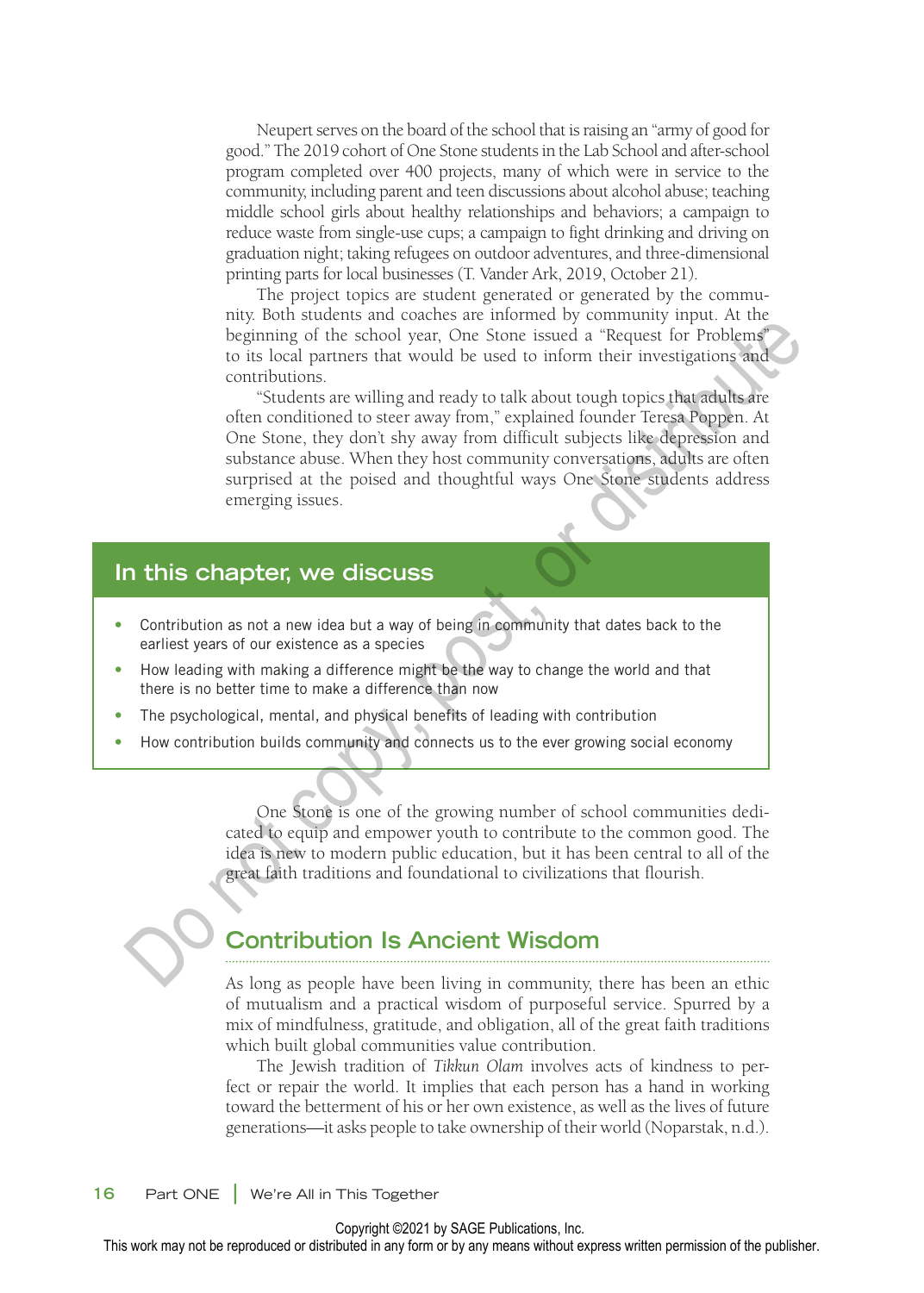Neupert serves on the board of the school that is raising an "army of good for good." The 2019 cohort of One Stone students in the Lab School and after-school program completed over 400 projects, many of which were in service to the community, including parent and teen discussions about alcohol abuse; teaching middle school girls about healthy relationships and behaviors; a campaign to reduce waste from single-use cups; a campaign to fight drinking and driving on graduation night; taking refugees on outdoor adventures, and three-dimensional printing parts for local businesses (T. Vander Ark, 2019, October 21).

The project topics are student generated or generated by the community. Both students and coaches are informed by community input. At the beginning of the school year, One Stone issued a "Request for Problems" to its local partners that would be used to inform their investigations and contributions.

"Students are willing and ready to talk about tough topics that adults are often conditioned to steer away from," explained founder Teresa Poppen. At One Stone, they don't shy away from difficult subjects like depression and substance abuse. When they host community conversations, adults are often surprised at the poised and thoughtful ways One Stone students address emerging issues.

### In this chapter, we discuss

- Contribution as not a new idea but a way of being in community that dates back to the earliest years of our existence as a species
- How leading with making a difference might be the way to change the world and that there is no better time to make a difference than now
- The psychological, mental, and physical benefits of leading with contribution
- How contribution builds community and connects us to the ever growing social economy

One Stone is one of the growing number of school communities dedicated to equip and empower youth to contribute to the common good. The idea is new to modern public education, but it has been central to all of the great faith traditions and foundational to civilizations that flourish.

## Contribution Is Ancient Wisdom

As long as people have been living in community, there has been an ethic of mutualism and a practical wisdom of purposeful service. Spurred by a mix of mindfulness, gratitude, and obligation, all of the great faith traditions which built global communities value contribution.

The Jewish tradition of *Tikkun Olam* involves acts of kindness to perfect or repair the world. It implies that each person has a hand in working toward the betterment of his or her own existence, as well as the lives of future generations—it asks people to take ownership of their world (Noparstak, n.d.).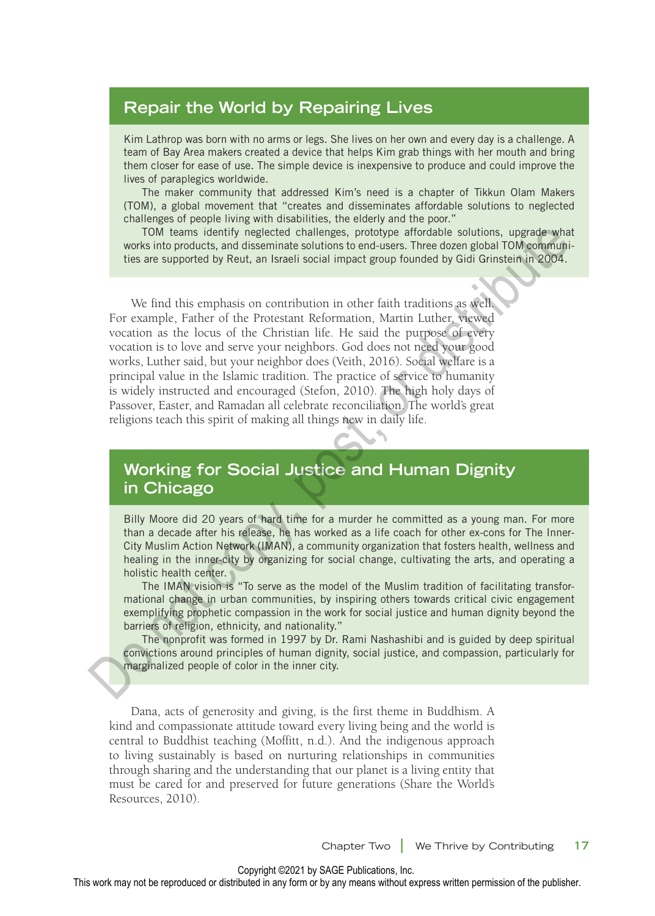## Repair the World by Repairing Lives

Kim Lathrop was born with no arms or legs. She lives on her own and every day is a challenge. A team of Bay Area makers created a device that helps Kim grab things with her mouth and bring them closer for ease of use. The simple device is inexpensive to produce and could improve the lives of paraplegics worldwide.

The maker community that addressed Kim's need is a chapter of Tikkun Olam Makers (TOM), a global movement that "creates and disseminates affordable solutions to neglected challenges of people living with disabilities, the elderly and the poor."

TOM teams identify neglected challenges, prototype affordable solutions, upgrade what works into products, and disseminate solutions to end-users. Three dozen global TOM communities are supported by Reut, an Israeli social impact group founded by Gidi Grinstein in 2004.

We find this emphasis on contribution in other faith traditions as well. For example, Father of the Protestant Reformation, Martin Luther, viewed vocation as the locus of the Christian life. He said the purpose of every vocation is to love and serve your neighbors. God does not need your good works, Luther said, but your neighbor does (Veith, 2016). Social welfare is a principal value in the Islamic tradition. The practice of service to humanity is widely instructed and encouraged (Stefon, 2010). The high holy days of Passover, Easter, and Ramadan all celebrate reconciliation. The world's great religions teach this spirit of making all things new in daily life.

## Working for Social Justice and Human Dignity in Chicago

Billy Moore did 20 years of hard time for a murder he committed as a young man. For more than a decade after his release, he has worked as a life coach for other ex-cons for The Inner-City Muslim Action Network (IMAN), a community organization that fosters health, wellness and healing in the inner-city by organizing for social change, cultivating the arts, and operating a holistic health center.

The IMAN vision is "To serve as the model of the Muslim tradition of facilitating transformational change in urban communities, by inspiring others towards critical civic engagement exemplifying prophetic compassion in the work for social justice and human dignity beyond the barriers of religion, ethnicity, and nationality."

The nonprofit was formed in 1997 by Dr. Rami Nashashibi and is guided by deep spiritual convictions around principles of human dignity, social justice, and compassion, particularly for marginalized people of color in the inner city.

Dana, acts of generosity and giving, is the first theme in Buddhism. A kind and compassionate attitude toward every living being and the world is central to Buddhist teaching (Moffitt, n.d.). And the indigenous approach to living sustainably is based on nurturing relationships in communities through sharing and the understanding that our planet is a living entity that must be cared for and preserved for future generations (Share the World's Resources, 2010).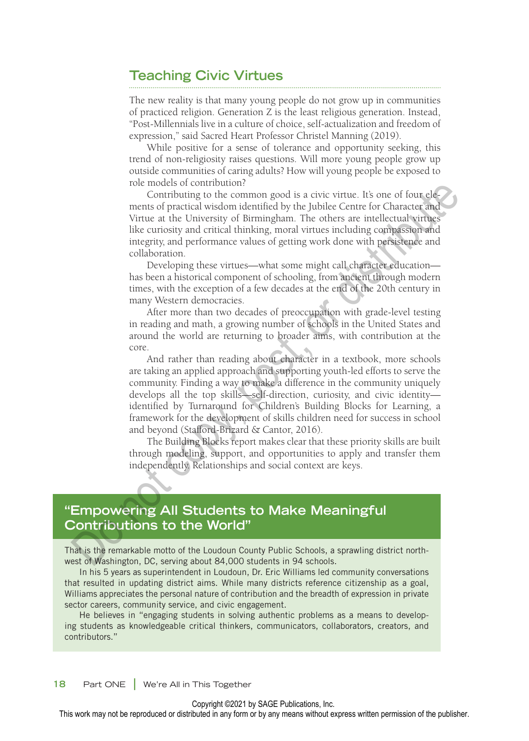## Teaching Civic Virtues

The new reality is that many young people do not grow up in communities of practiced religion. Generation Z is the least religious generation. Instead, "Post-Millennials live in a culture of choice, self-actualization and freedom of expression," said Sacred Heart Professor Christel Manning (2019).

While positive for a sense of tolerance and opportunity seeking, this trend of non-religiosity raises questions. Will more young people grow up outside communities of caring adults? How will young people be exposed to role models of contribution?

Contributing to the common good is a civic virtue. It's one of four elements of practical wisdom identified by the Jubilee Centre for Character and Virtue at the University of Birmingham. The others are intellectual virtues like curiosity and critical thinking, moral virtues including compassion and integrity, and performance values of getting work done with persistence and collaboration.

Developing these virtues—what some might call character education—has been a historical component of schooling, from ancient through modern times, with the exception of a few decades at the end of the 20th century in many Western democracies.

After more than two decades of preoccupation with grade-level testing in reading and math, a growing number of schools in the United States and around the world are returning to broader aims, with contribution at the core.

And rather than reading about character in a textbook, more schools are taking an applied approach and supporting youth-led efforts to serve the community. Finding a way to make a difference in the community uniquely develops all the top skills—self-direction, curiosity, and civic identity—identified by Turnaround for Children's Building Blocks for Learning, a framework for the development of skills children need for success in school and beyond (Stafford-Brizard & Cantor, 2016).

The Building Blocks report makes clear that these priority skills are built through modeling, support, and opportunities to apply and transfer them independently. Relationships and social context are keys.

### "Empowering All Students to Make Meaningful Contributions to the World"

That is the remarkable motto of the Loudoun County Public Schools, a sprawling district northwest of Washington, DC, serving about 84,000 students in 94 schools.

In his 5 years as superintendent in Loudoun, Dr. Eric Williams led community conversations that resulted in updating district aims. While many districts reference citizenship as a goal, Williams appreciates the personal nature of contribution and the breadth of expression in private sector careers, community service, and civic engagement.

He believes in "engaging students in solving authentic problems as a means to developing students as knowledgeable critical thinkers, communicators, collaborators, creators, and contributors."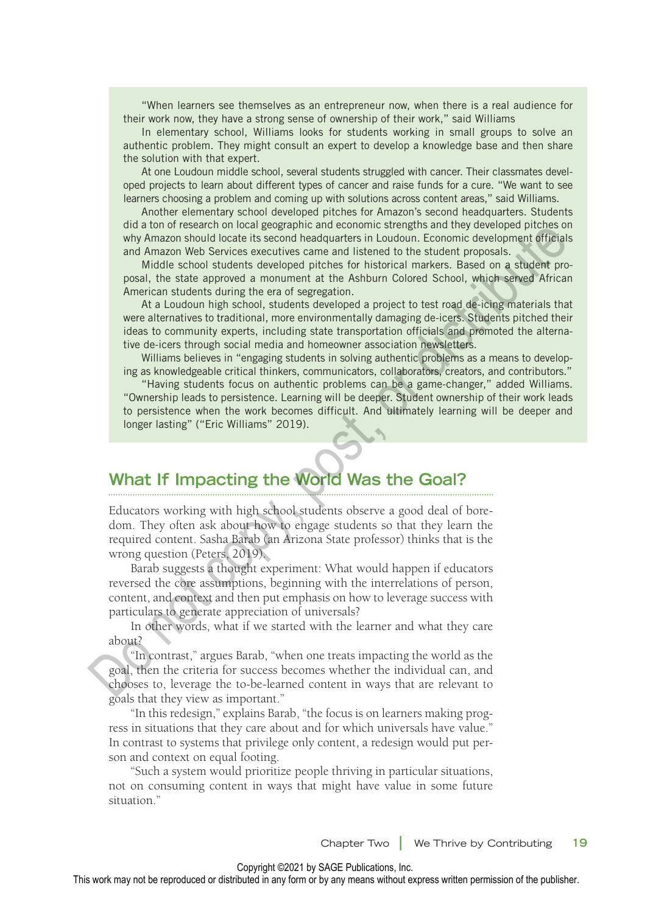"When learners see themselves as an entrepreneur now, when there is a real audience for their work now, they have a strong sense of ownership of their work," said Williams

In elementary school, Williams looks for students working in small groups to solve an authentic problem. They might consult an expert to develop a knowledge base and then share the solution with that expert.

At one Loudoun middle school, several students struggled with cancer. Their classmates developed projects to learn about different types of cancer and raise funds for a cure. "We want to see learners choosing a problem and coming up with solutions across content areas," said Williams.

Another elementary school developed pitches for Amazon's second headquarters. Students did a ton of research on local geographic and economic strengths and they developed pitches on why Amazon should locate its second headquarters in Loudoun. Economic development officials and Amazon Web Services executives came and listened to the student proposals.

Middle school students developed pitches for historical markers. Based on a student proposal, the state approved a monument at the Ashburn Colored School, which served African American students during the era of segregation.

At a Loudoun high school, students developed a project to test road de-icing materials that were alternatives to traditional, more environmentally damaging de-icers. Students pitched their ideas to community experts, including state transportation officials and promoted the alternative de-icers through social media and homeowner association newsletters.

Williams believes in "engaging students in solving authentic problems as a means to developing as knowledgeable critical thinkers, communicators, collaborators, creators, and contributors."

"Having students focus on authentic problems can be a game-changer," added Williams. "Ownership leads to persistence. Learning will be deeper. Student ownership of their work leads to persistence when the work becomes difficult. And ultimately learning will be deeper and longer lasting" ("Eric Williams" 2019).

## What If Impacting the World Was the Goal?

Educators working with high school students observe a good deal of boredom. They often ask about how to engage students so that they learn the required content. Sasha Barab (an Arizona State professor) thinks that is the wrong question (Peters, 2019).

Barab suggests a thought experiment: What would happen if educators reversed the core assumptions, beginning with the interrelations of person, content, and context and then put emphasis on how to leverage success with particulars to generate appreciation of universals?

In other words, what if we started with the learner and what they care about?

"In contrast," argues Barab, "when one treats impacting the world as the goal, then the criteria for success becomes whether the individual can, and chooses to, leverage the to-be-learned content in ways that are relevant to goals that they view as important."

"In this redesign," explains Barab, "the focus is on learners making progress in situations that they care about and for which universals have value." In contrast to systems that privilege only content, a redesign would put person and context on equal footing.

"Such a system would prioritize people thriving in particular situations, not on consuming content in ways that might have value in some future situation."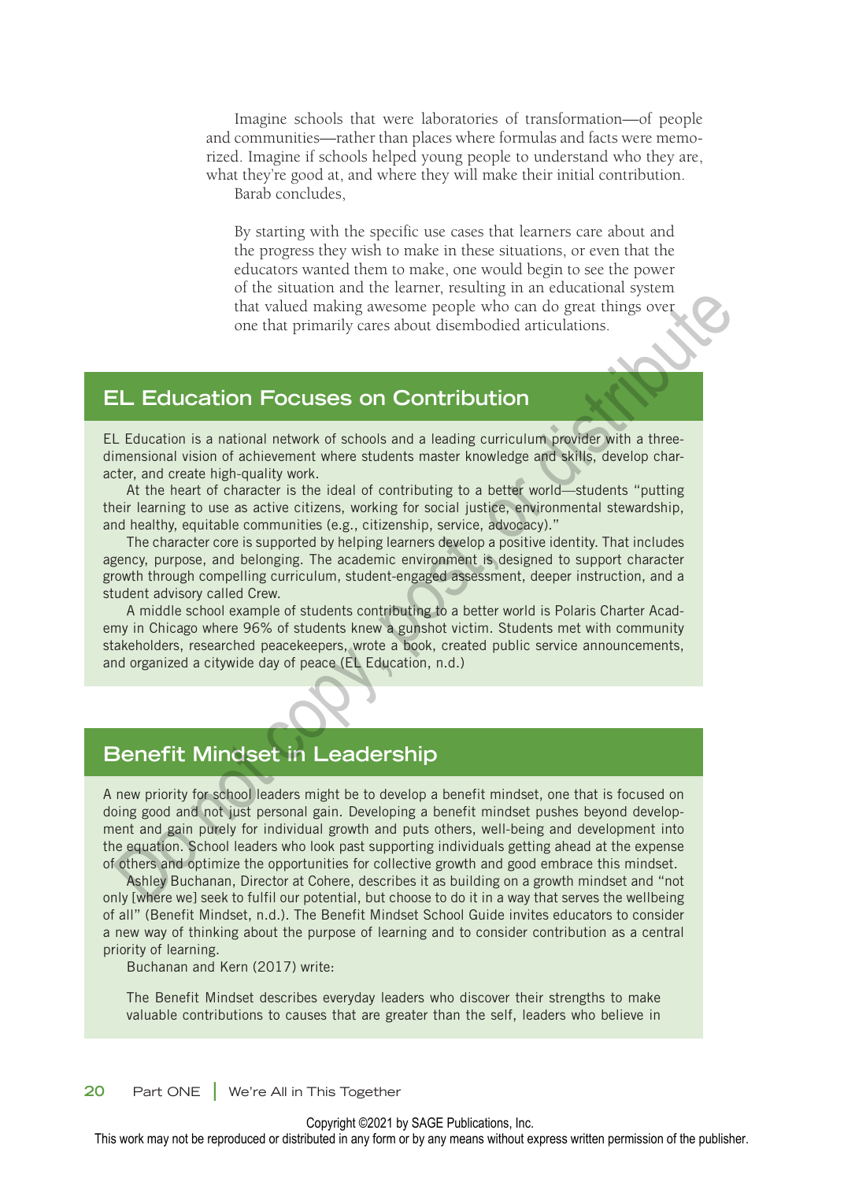Imagine schools that were laboratories of transformation—of people and communities—rather than places where formulas and facts were memorized. Imagine if schools helped young people to understand who they are, what they're good at, and where they will make their initial contribution.

Barab concludes,

> By starting with the specific use cases that learners care about and the progress they wish to make in these situations, or even that the educators wanted them to make, one would begin to see the power of the situation and the learner, resulting in an educational system that valued making awesome people who can do great things over one that primarily cares about disembodied articulations.

## EL Education Focuses on Contribution

EL Education is a national network of schools and a leading curriculum provider with a three-dimensional vision of achievement where students master knowledge and skills, develop character, and create high-quality work.

At the heart of character is the ideal of contributing to a better world—students "putting their learning to use as active citizens, working for social justice, environmental stewardship, and healthy, equitable communities (e.g., citizenship, service, advocacy)."

The character core is supported by helping learners develop a positive identity. That includes agency, purpose, and belonging. The academic environment is designed to support character growth through compelling curriculum, student-engaged assessment, deeper instruction, and a student advisory called Crew.

A middle school example of students contributing to a better world is Polaris Charter Academy in Chicago where 96% of students knew a gunshot victim. Students met with community stakeholders, researched peacekeepers, wrote a book, created public service announcements, and organized a citywide day of peace (EL Education, n.d.)

## Benefit Mindset in Leadership

A new priority for school leaders might be to develop a benefit mindset, one that is focused on doing good and not just personal gain. Developing a benefit mindset pushes beyond development and gain purely for individual growth and puts others, well-being and development into the equation. School leaders who look past supporting individuals getting ahead at the expense of others and optimize the opportunities for collective growth and good embrace this mindset.

Ashley Buchanan, Director at Cohere, describes it as building on a growth mindset and "not only [where we] seek to fulfil our potential, but choose to do it in a way that serves the wellbeing of all" (Benefit Mindset, n.d.). The Benefit Mindset School Guide invites educators to consider a new way of thinking about the purpose of learning and to consider contribution as a central priority of learning.

Buchanan and Kern (2017) write:

> The Benefit Mindset describes everyday leaders who discover their strengths to make valuable contributions to causes that are greater than the self, leaders who believe in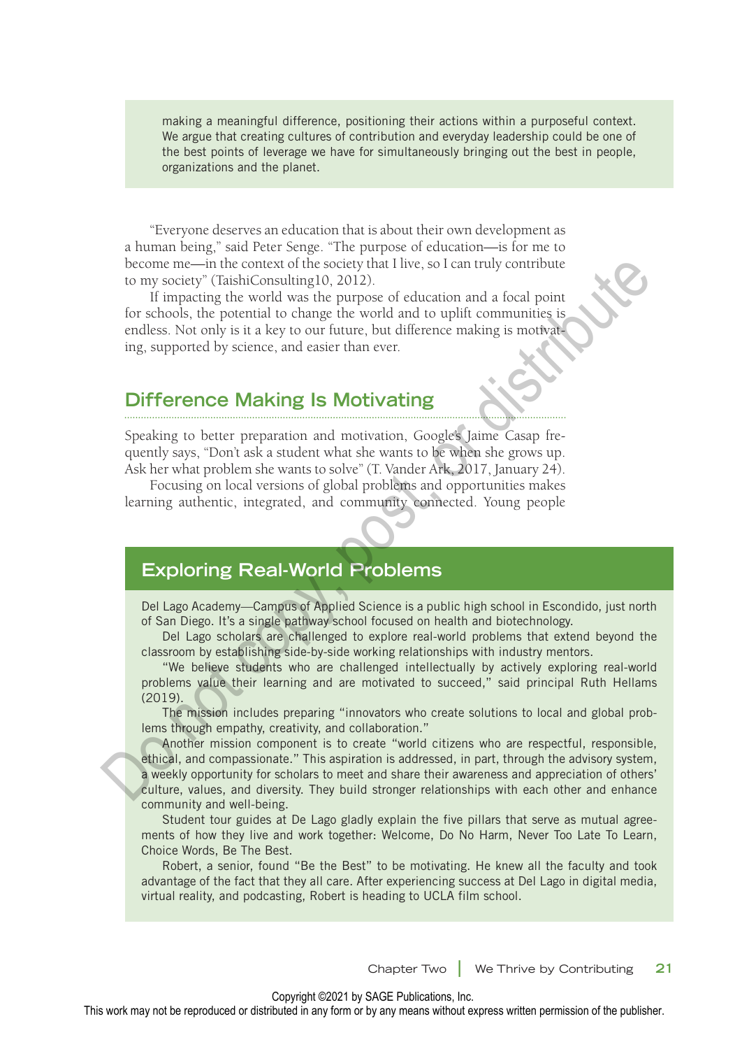making a meaningful difference, positioning their actions within a purposeful context. We argue that creating cultures of contribution and everyday leadership could be one of the best points of leverage we have for simultaneously bringing out the best in people, organizations and the planet.

"Everyone deserves an education that is about their own development as a human being," said Peter Senge. "The purpose of education—is for me to become me—in the context of the society that I live, so I can truly contribute to my society" (TaishiConsulting10, 2012).

If impacting the world was the purpose of education and a focal point for schools, the potential to change the world and to uplift communities is endless. Not only is it a key to our future, but difference making is motivating, supported by science, and easier than ever.

## Difference Making Is Motivating

Speaking to better preparation and motivation, Google's Jaime Casap frequently says, "Don't ask a student what she wants to be when she grows up. Ask her what problem she wants to solve" (T. Vander Ark, 2017, January 24).

Focusing on local versions of global problems and opportunities makes learning authentic, integrated, and community connected. Young people

### Exploring Real-World Problems

Del Lago Academy—Campus of Applied Science is a public high school in Escondido, just north of San Diego. It's a single pathway school focused on health and biotechnology.

Del Lago scholars are challenged to explore real-world problems that extend beyond the classroom by establishing side-by-side working relationships with industry mentors.

"We believe students who are challenged intellectually by actively exploring real-world problems value their learning and are motivated to succeed," said principal Ruth Hellams (2019).

The mission includes preparing "innovators who create solutions to local and global problems through empathy, creativity, and collaboration."

Another mission component is to create "world citizens who are respectful, responsible, ethical, and compassionate." This aspiration is addressed, in part, through the advisory system, a weekly opportunity for scholars to meet and share their awareness and appreciation of others' culture, values, and diversity. They build stronger relationships with each other and enhance community and well-being.

Student tour guides at De Lago gladly explain the five pillars that serve as mutual agreements of how they live and work together: Welcome, Do No Harm, Never Too Late To Learn, Choice Words, Be The Best.

Robert, a senior, found "Be the Best" to be motivating. He knew all the faculty and took advantage of the fact that they all care. After experiencing success at Del Lago in digital media, virtual reality, and podcasting, Robert is heading to UCLA film school.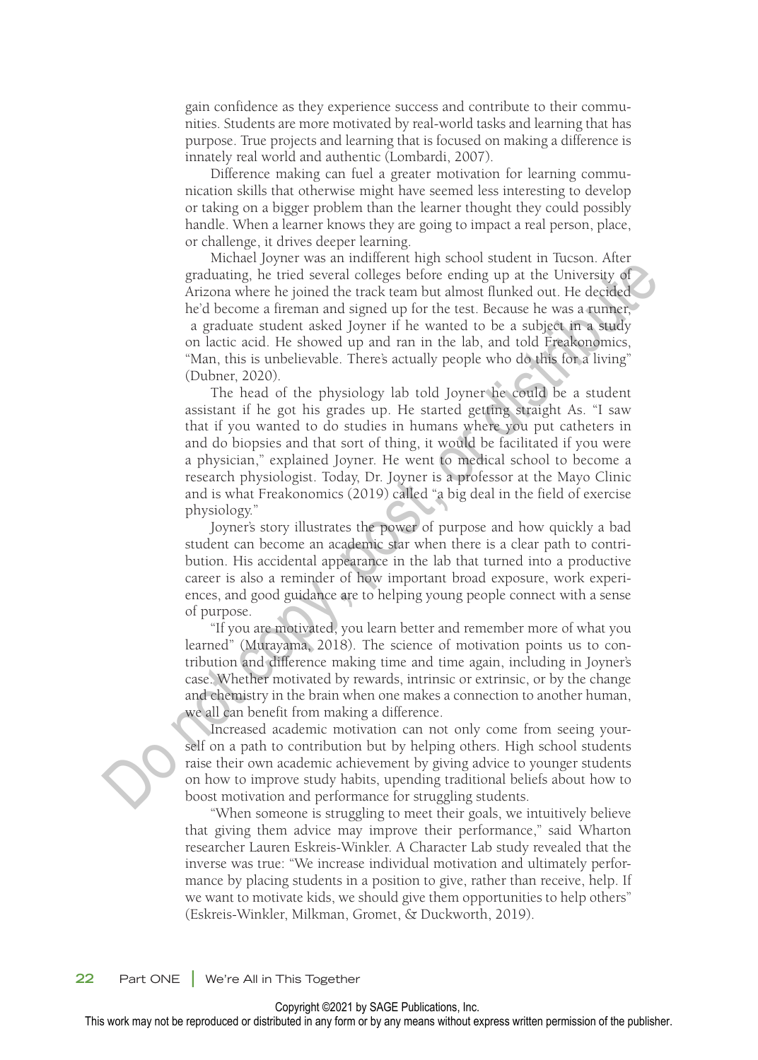gain confidence as they experience success and contribute to their communities. Students are more motivated by real-world tasks and learning that has purpose. True projects and learning that is focused on making a difference is innately real world and authentic (Lombardi, 2007).

Difference making can fuel a greater motivation for learning communication skills that otherwise might have seemed less interesting to develop or taking on a bigger problem than the learner thought they could possibly handle. When a learner knows they are going to impact a real person, place, or challenge, it drives deeper learning.

Michael Joyner was an indifferent high school student in Tucson. After graduating, he tried several colleges before ending up at the University of Arizona where he joined the track team but almost flunked out. He decided he'd become a fireman and signed up for the test. Because he was a runner, a graduate student asked Joyner if he wanted to be a subject in a study on lactic acid. He showed up and ran in the lab, and told Freakonomics, "Man, this is unbelievable. There's actually people who do this for a living" (Dubner, 2020).

The head of the physiology lab told Joyner he could be a student assistant if he got his grades up. He started getting straight As. "I saw that if you wanted to do studies in humans where you put catheters in and do biopsies and that sort of thing, it would be facilitated if you were a physician," explained Joyner. He went to medical school to become a research physiologist. Today, Dr. Joyner is a professor at the Mayo Clinic and is what Freakonomics (2019) called "a big deal in the field of exercise physiology."

Joyner's story illustrates the power of purpose and how quickly a bad student can become an academic star when there is a clear path to contribution. His accidental appearance in the lab that turned into a productive career is also a reminder of how important broad exposure, work experiences, and good guidance are to helping young people connect with a sense of purpose.

"If you are motivated, you learn better and remember more of what you learned" (Murayama, 2018). The science of motivation points us to contribution and difference making time and time again, including in Joyner's case. Whether motivated by rewards, intrinsic or extrinsic, or by the change and chemistry in the brain when one makes a connection to another human, we all can benefit from making a difference.

Increased academic motivation can not only come from seeing yourself on a path to contribution but by helping others. High school students raise their own academic achievement by giving advice to younger students on how to improve study habits, upending traditional beliefs about how to boost motivation and performance for struggling students.

"When someone is struggling to meet their goals, we intuitively believe that giving them advice may improve their performance," said Wharton researcher Lauren Eskreis-Winkler. A Character Lab study revealed that the inverse was true: "We increase individual motivation and ultimately performance by placing students in a position to give, rather than receive, help. If we want to motivate kids, we should give them opportunities to help others" (Eskreis-Winkler, Milkman, Gromet, & Duckworth, 2019).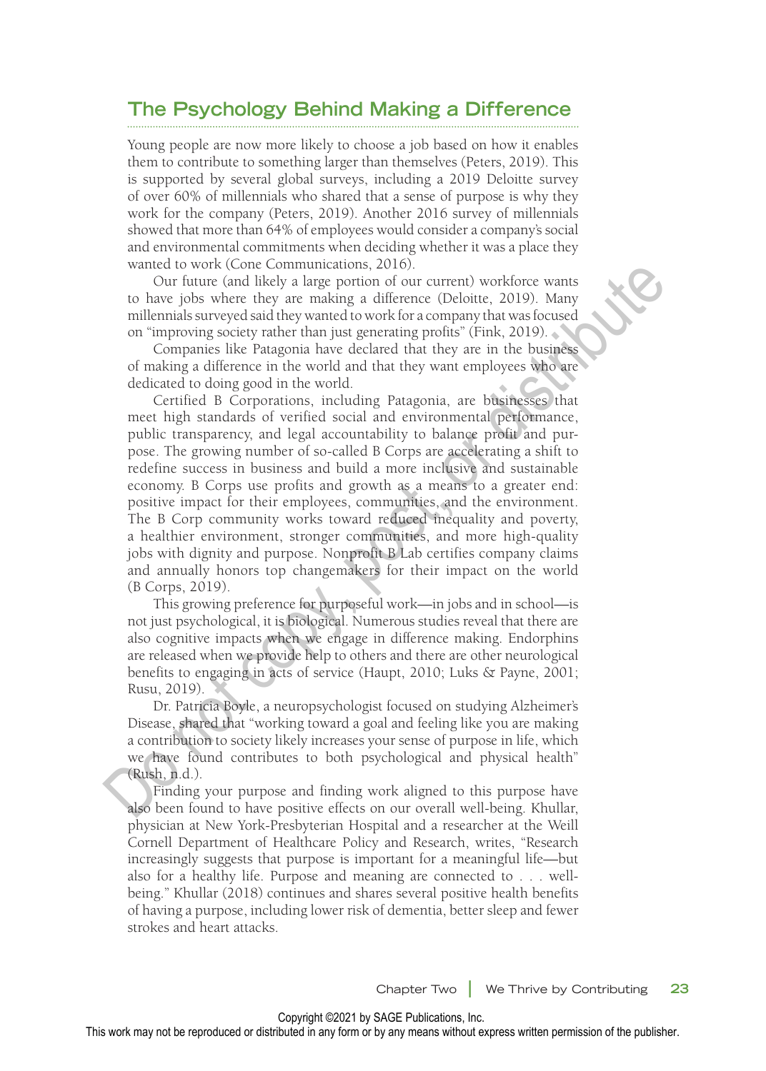## The Psychology Behind Making a Difference

Young people are now more likely to choose a job based on how it enables them to contribute to something larger than themselves (Peters, 2019). This is supported by several global surveys, including a 2019 Deloitte survey of over 60% of millennials who shared that a sense of purpose is why they work for the company (Peters, 2019). Another 2016 survey of millennials showed that more than 64% of employees would consider a company's social and environmental commitments when deciding whether it was a place they wanted to work (Cone Communications, 2016).

Our future (and likely a large portion of our current) workforce wants to have jobs where they are making a difference (Deloitte, 2019). Many millennials surveyed said they wanted to work for a company that was focused on "improving society rather than just generating profits" (Fink, 2019).

Companies like Patagonia have declared that they are in the business of making a difference in the world and that they want employees who are dedicated to doing good in the world.

Certified B Corporations, including Patagonia, are businesses that meet high standards of verified social and environmental performance, public transparency, and legal accountability to balance profit and purpose. The growing number of so-called B Corps are accelerating a shift to redefine success in business and build a more inclusive and sustainable economy. B Corps use profits and growth as a means to a greater end: positive impact for their employees, communities, and the environment. The B Corp community works toward reduced inequality and poverty, a healthier environment, stronger communities, and more high-quality jobs with dignity and purpose. Nonprofit B Lab certifies company claims and annually honors top changemakers for their impact on the world (B Corps, 2019).

This growing preference for purposeful work—in jobs and in school—is not just psychological, it is biological. Numerous studies reveal that there are also cognitive impacts when we engage in difference making. Endorphins are released when we provide help to others and there are other neurological benefits to engaging in acts of service (Haupt, 2010; Luks & Payne, 2001; Rusu, 2019).

Dr. Patricia Boyle, a neuropsychologist focused on studying Alzheimer's Disease, shared that "working toward a goal and feeling like you are making a contribution to society likely increases your sense of purpose in life, which we have found contributes to both psychological and physical health" (Rush, n.d.).

Finding your purpose and finding work aligned to this purpose have also been found to have positive effects on our overall well-being. Khullar, physician at New York-Presbyterian Hospital and a researcher at the Weill Cornell Department of Healthcare Policy and Research, writes, "Research increasingly suggests that purpose is important for a meaningful life—but also for a healthy life. Purpose and meaning are connected to . . . well-being." Khullar (2018) continues and shares several positive health benefits of having a purpose, including lower risk of dementia, better sleep and fewer strokes and heart attacks.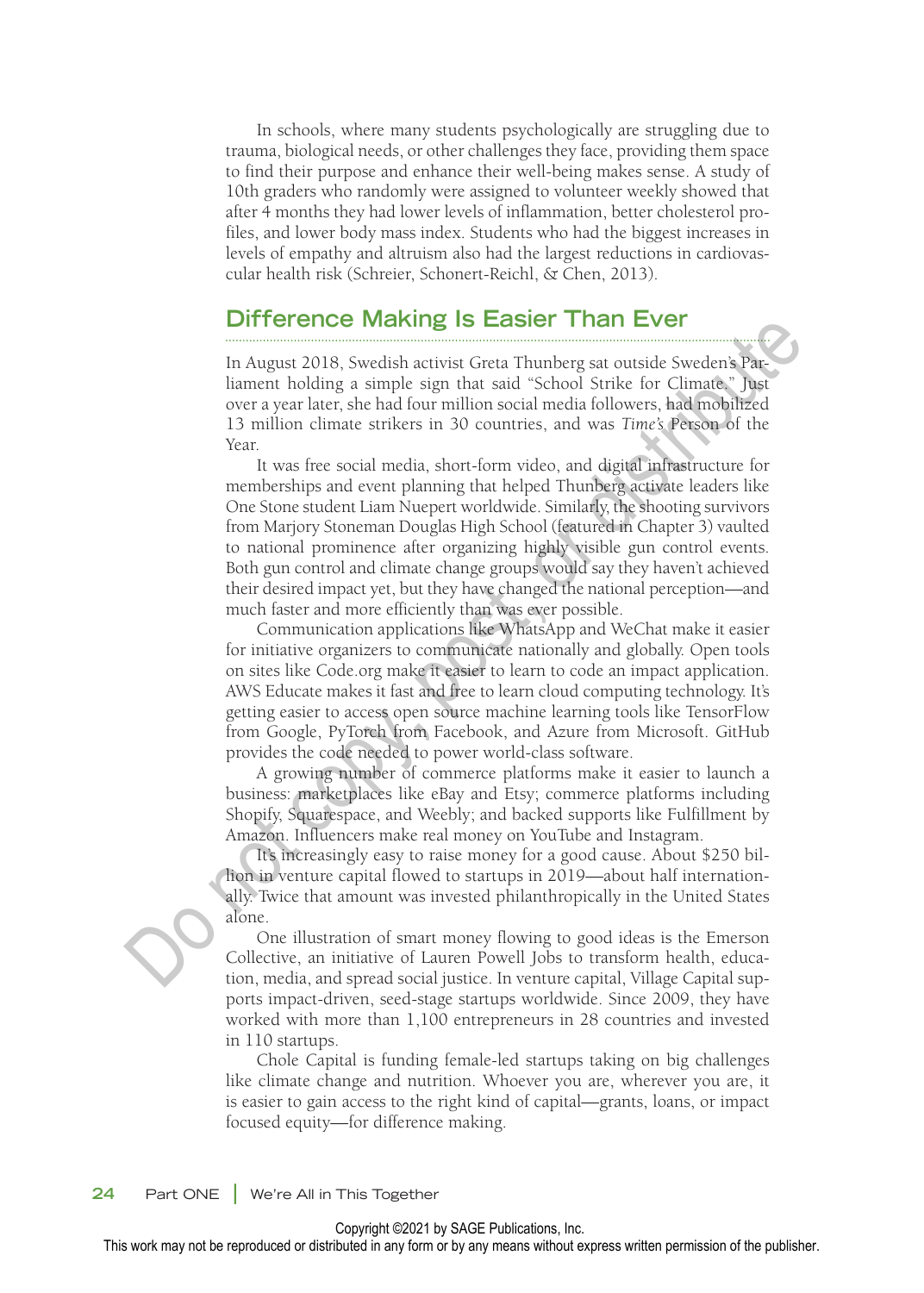In schools, where many students psychologically are struggling due to trauma, biological needs, or other challenges they face, providing them space to find their purpose and enhance their well-being makes sense. A study of 10th graders who randomly were assigned to volunteer weekly showed that after 4 months they had lower levels of inflammation, better cholesterol profiles, and lower body mass index. Students who had the biggest increases in levels of empathy and altruism also had the largest reductions in cardiovascular health risk (Schreier, Schonert-Reichl, & Chen, 2013).

## Difference Making Is Easier Than Ever

In August 2018, Swedish activist Greta Thunberg sat outside Sweden's Parliament holding a simple sign that said "School Strike for Climate." Just over a year later, she had four million social media followers, had mobilized 13 million climate strikers in 30 countries, and was *Time's* Person of the Year.

It was free social media, short-form video, and digital infrastructure for memberships and event planning that helped Thunberg activate leaders like One Stone student Liam Nuepert worldwide. Similarly, the shooting survivors from Marjory Stoneman Douglas High School (featured in Chapter 3) vaulted to national prominence after organizing highly visible gun control events. Both gun control and climate change groups would say they haven't achieved their desired impact yet, but they have changed the national perception—and much faster and more efficiently than was ever possible.

Communication applications like WhatsApp and WeChat make it easier for initiative organizers to communicate nationally and globally. Open tools on sites like Code.org make it easier to learn to code an impact application. AWS Educate makes it fast and free to learn cloud computing technology. It's getting easier to access open source machine learning tools like TensorFlow from Google, PyTorch from Facebook, and Azure from Microsoft. GitHub provides the code needed to power world-class software.

A growing number of commerce platforms make it easier to launch a business: marketplaces like eBay and Etsy; commerce platforms including Shopify, Squarespace, and Weebly; and backed supports like Fulfillment by Amazon. Influencers make real money on YouTube and Instagram.

It's increasingly easy to raise money for a good cause. About $250 billion in venture capital flowed to startups in 2019—about half internationally. Twice that amount was invested philanthropically in the United States alone.

One illustration of smart money flowing to good ideas is the Emerson Collective, an initiative of Lauren Powell Jobs to transform health, education, media, and spread social justice. In venture capital, Village Capital supports impact-driven, seed-stage startups worldwide. Since 2009, they have worked with more than 1,100 entrepreneurs in 28 countries and invested in 110 startups.

Chole Capital is funding female-led startups taking on big challenges like climate change and nutrition. Whoever you are, wherever you are, it is easier to gain access to the right kind of capital—grants, loans, or impact focused equity—for difference making.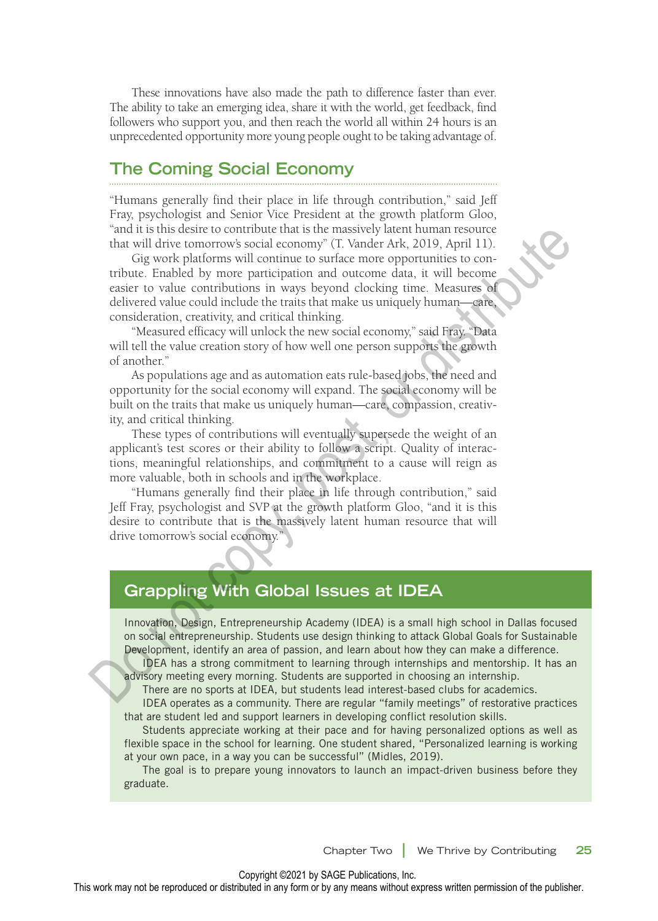These innovations have also made the path to difference faster than ever. The ability to take an emerging idea, share it with the world, get feedback, find followers who support you, and then reach the world all within 24 hours is an unprecedented opportunity more young people ought to be taking advantage of.

## The Coming Social Economy

"Humans generally find their place in life through contribution," said Jeff Fray, psychologist and Senior Vice President at the growth platform Gloo, "and it is this desire to contribute that is the massively latent human resource that will drive tomorrow's social economy" (T. Vander Ark, 2019, April 11).

Gig work platforms will continue to surface more opportunities to contribute. Enabled by more participation and outcome data, it will become easier to value contributions in ways beyond clocking time. Measures of delivered value could include the traits that make us uniquely human—care, consideration, creativity, and critical thinking.

"Measured efficacy will unlock the new social economy," said Fray. "Data will tell the value creation story of how well one person supports the growth of another."

As populations age and as automation eats rule-based jobs, the need and opportunity for the social economy will expand. The social economy will be built on the traits that make us uniquely human—care, compassion, creativity, and critical thinking.

These types of contributions will eventually supersede the weight of an applicant's test scores or their ability to follow a script. Quality of interactions, meaningful relationships, and commitment to a cause will reign as more valuable, both in schools and in the workplace.

"Humans generally find their place in life through contribution," said Jeff Fray, psychologist and SVP at the growth platform Gloo, "and it is this desire to contribute that is the massively latent human resource that will drive tomorrow's social economy."

### Grappling With Global Issues at IDEA

Innovation, Design, Entrepreneurship Academy (IDEA) is a small high school in Dallas focused on social entrepreneurship. Students use design thinking to attack Global Goals for Sustainable Development, identify an area of passion, and learn about how they can make a difference.

IDEA has a strong commitment to learning through internships and mentorship. It has an advisory meeting every morning. Students are supported in choosing an internship.

There are no sports at IDEA, but students lead interest-based clubs for academics.

IDEA operates as a community. There are regular "family meetings" of restorative practices that are student led and support learners in developing conflict resolution skills.

Students appreciate working at their pace and for having personalized options as well as flexible space in the school for learning. One student shared, "Personalized learning is working at your own pace, in a way you can be successful" (Midles, 2019).

The goal is to prepare young innovators to launch an impact-driven business before they graduate.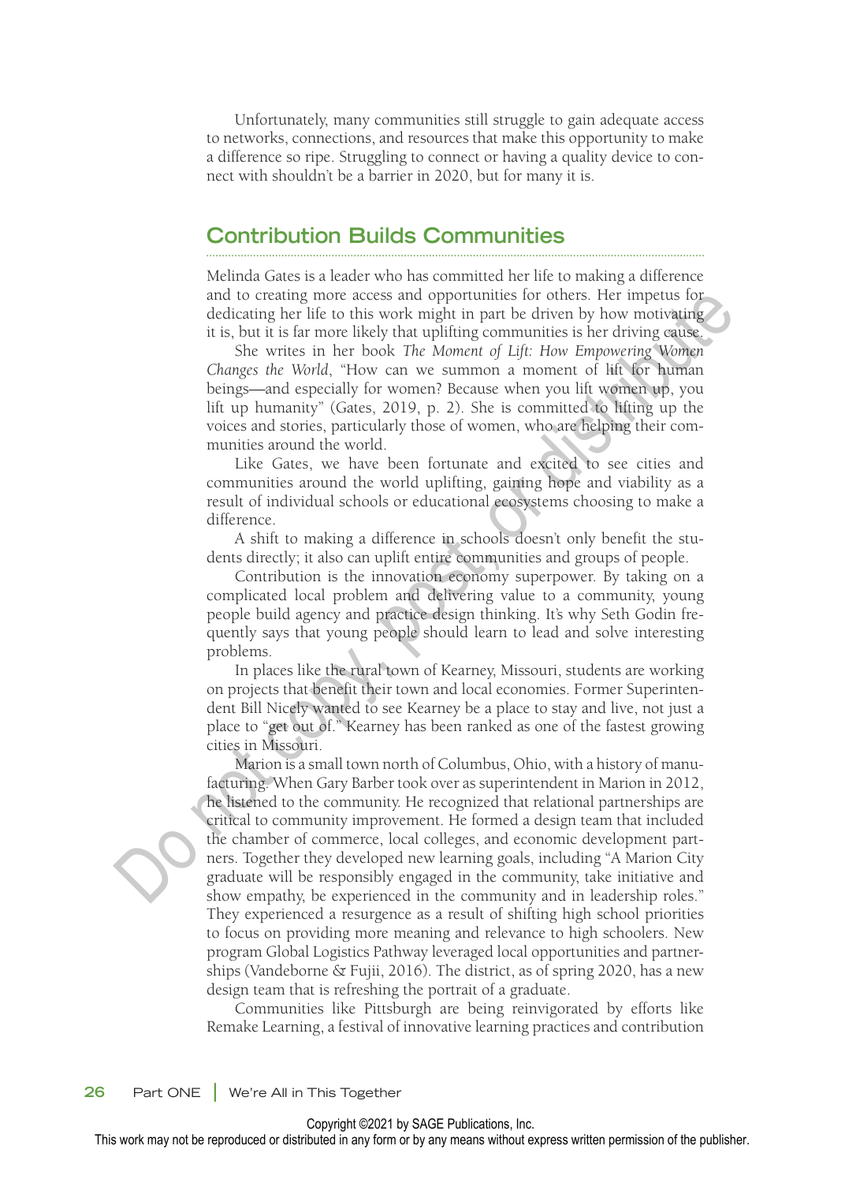Unfortunately, many communities still struggle to gain adequate access to networks, connections, and resources that make this opportunity to make a difference so ripe. Struggling to connect or having a quality device to connect with shouldn't be a barrier in 2020, but for many it is.

## Contribution Builds Communities

Melinda Gates is a leader who has committed her life to making a difference and to creating more access and opportunities for others. Her impetus for dedicating her life to this work might in part be driven by how motivating it is, but it is far more likely that uplifting communities is her driving cause.

She writes in her book *The Moment of Lift: How Empowering Women Changes the World*, "How can we summon a moment of lift for human beings—and especially for women? Because when you lift women up, you lift up humanity" (Gates, 2019, p. 2). She is committed to lifting up the voices and stories, particularly those of women, who are helping their communities around the world.

Like Gates, we have been fortunate and excited to see cities and communities around the world uplifting, gaining hope and viability as a result of individual schools or educational ecosystems choosing to make a difference.

A shift to making a difference in schools doesn't only benefit the students directly; it also can uplift entire communities and groups of people.

Contribution is the innovation economy superpower. By taking on a complicated local problem and delivering value to a community, young people build agency and practice design thinking. It's why Seth Godin frequently says that young people should learn to lead and solve interesting problems.

In places like the rural town of Kearney, Missouri, students are working on projects that benefit their town and local economies. Former Superintendent Bill Nicely wanted to see Kearney be a place to stay and live, not just a place to "get out of." Kearney has been ranked as one of the fastest growing cities in Missouri.

Marion is a small town north of Columbus, Ohio, with a history of manufacturing. When Gary Barber took over as superintendent in Marion in 2012, he listened to the community. He recognized that relational partnerships are critical to community improvement. He formed a design team that included the chamber of commerce, local colleges, and economic development partners. Together they developed new learning goals, including "A Marion City graduate will be responsibly engaged in the community, take initiative and show empathy, be experienced in the community and in leadership roles." They experienced a resurgence as a result of shifting high school priorities to focus on providing more meaning and relevance to high schoolers. New program Global Logistics Pathway leveraged local opportunities and partnerships (Vandeborne & Fujii, 2016). The district, as of spring 2020, has a new design team that is refreshing the portrait of a graduate.

Communities like Pittsburgh are being reinvigorated by efforts like Remake Learning, a festival of innovative learning practices and contribution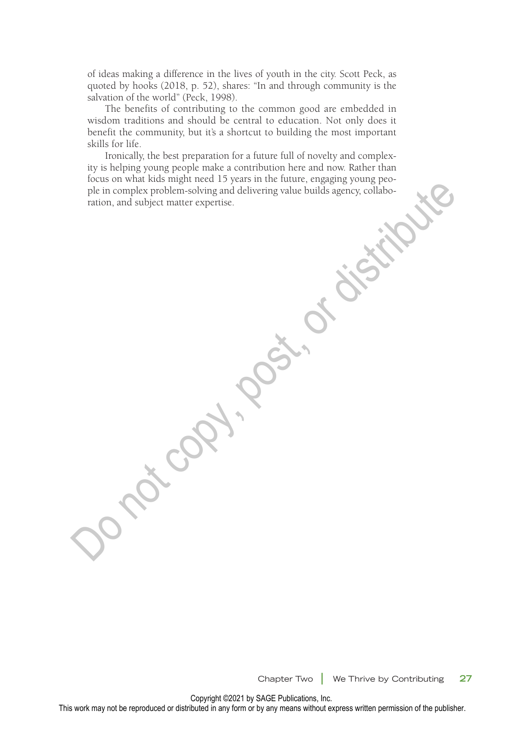of ideas making a difference in the lives of youth in the city. Scott Peck, as quoted by hooks (2018, p. 52), shares: "In and through community is the salvation of the world" (Peck, 1998).

The benefits of contributing to the common good are embedded in wisdom traditions and should be central to education. Not only does it benefit the community, but it's a shortcut to building the most important skills for life.

Ironically, the best preparation for a future full of novelty and complexity is helping young people make a contribution here and now. Rather than focus on what kids might need 15 years in the future, engaging young people in complex problem-solving and delivering value builds agency, collaboration, and subject matter expertise.